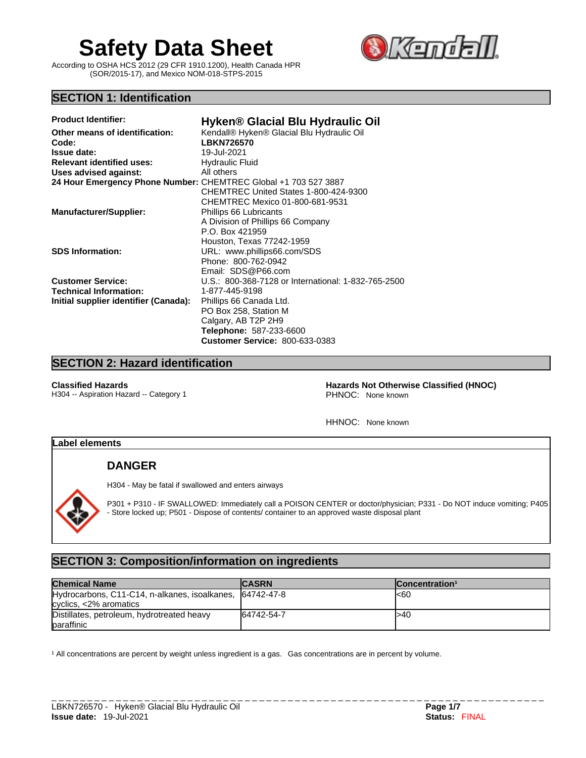# Safety Data Sheet

According to OSHA HCS 2012 (29 CFR 1910.1200), Health Canada HPR (SOR/2015-17), and Mexico NOM-018-STPS-2015

## SECTION 1: Identification

**Product Identifier:** **Hyken® Glacial Blu Hydraulic Oil**
**Other means of identification:** Kendall® Hyken® Glacial Blu Hydraulic Oil
**Code:** **LBKN726570**
**Issue date:** 19-Jul-2021
**Relevant identified uses:** Hydraulic Fluid
**Uses advised against:** All others
**24 Hour Emergency Phone Number:** CHEMTREC Global +1 703 527 3887
CHEMTREC United States 1-800-424-9300
CHEMTREC Mexico 01-800-681-9531
**Manufacturer/Supplier:** Phillips 66 Lubricants
A Division of Phillips 66 Company
P.O. Box 421959
Houston, Texas 77242-1959
**SDS Information:** URL: www.phillips66.com/SDS
Phone: 800-762-0942
Email: SDS@P66.com
**Customer Service:** U.S.: 800-368-7128 or International: 1-832-765-2500
**Technical Information:** 1-877-445-9198
**Initial supplier identifier (Canada):** Phillips 66 Canada Ltd.
PO Box 258, Station M
Calgary, AB T2P 2H9
**Telephone:** 587-233-6600
**Customer Service:** 800-633-0383

## SECTION 2: Hazard identification

**Classified Hazards**
H304 -- Aspiration Hazard -- Category 1

**Hazards Not Otherwise Classified (HNOC)**
PHNOC: None known

HHNOC: None known

### Label elements

**DANGER**

H304 - May be fatal if swallowed and enters airways

P301 + P310 - IF SWALLOWED: Immediately call a POISON CENTER or doctor/physician; P331 - Do NOT induce vomiting; P405 - Store locked up; P501 - Dispose of contents/ container to an approved waste disposal plant

## SECTION 3: Composition/information on ingredients

| Chemical Name | CASRN | Concentration[1] |
|---|---|---|
| Hydrocarbons, C11-C14, n-alkanes, isoalkanes, cyclics, <2% aromatics | 64742-47-8 | <60 |
| Distillates, petroleum, hydrotreated heavy paraffinic | 64742-54-7 | >40 |

[1] All concentrations are percent by weight unless ingredient is a gas. Gas concentrations are in percent by volume.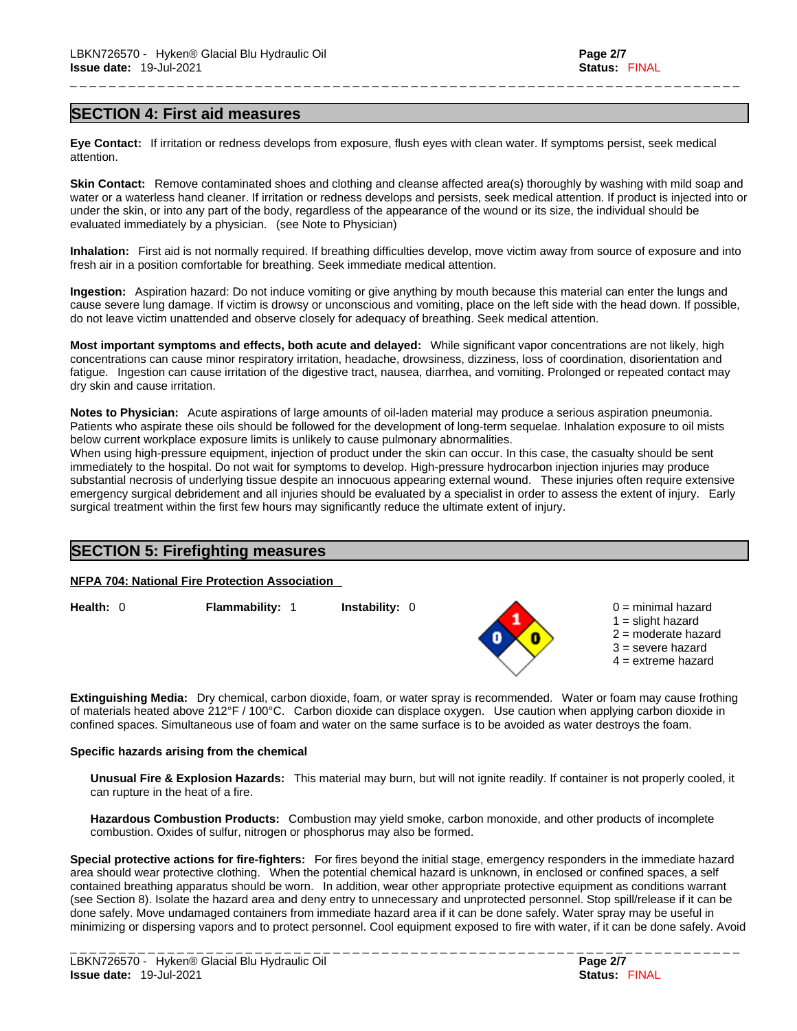## SECTION 4: First aid measures

**Eye Contact:** If irritation or redness develops from exposure, flush eyes with clean water. If symptoms persist, seek medical attention.

**Skin Contact:** Remove contaminated shoes and clothing and cleanse affected area(s) thoroughly by washing with mild soap and water or a waterless hand cleaner. If irritation or redness develops and persists, seek medical attention. If product is injected into or under the skin, or into any part of the body, regardless of the appearance of the wound or its size, the individual should be evaluated immediately by a physician. (see Note to Physician)

**Inhalation:** First aid is not normally required. If breathing difficulties develop, move victim away from source of exposure and into fresh air in a position comfortable for breathing. Seek immediate medical attention.

**Ingestion:** Aspiration hazard: Do not induce vomiting or give anything by mouth because this material can enter the lungs and cause severe lung damage. If victim is drowsy or unconscious and vomiting, place on the left side with the head down. If possible, do not leave victim unattended and observe closely for adequacy of breathing. Seek medical attention.

**Most important symptoms and effects, both acute and delayed:** While significant vapor concentrations are not likely, high concentrations can cause minor respiratory irritation, headache, drowsiness, dizziness, loss of coordination, disorientation and fatigue. Ingestion can cause irritation of the digestive tract, nausea, diarrhea, and vomiting. Prolonged or repeated contact may dry skin and cause irritation.

**Notes to Physician:** Acute aspirations of large amounts of oil-laden material may produce a serious aspiration pneumonia. Patients who aspirate these oils should be followed for the development of long-term sequelae. Inhalation exposure to oil mists below current workplace exposure limits is unlikely to cause pulmonary abnormalities.
When using high-pressure equipment, injection of product under the skin can occur. In this case, the casualty should be sent immediately to the hospital. Do not wait for symptoms to develop. High-pressure hydrocarbon injection injuries may produce substantial necrosis of underlying tissue despite an innocuous appearing external wound. These injuries often require extensive emergency surgical debridement and all injuries should be evaluated by a specialist in order to assess the extent of injury. Early surgical treatment within the first few hours may significantly reduce the ultimate extent of injury.

## SECTION 5: Firefighting measures

**NFPA 704: National Fire Protection Association**

**Health:** 0 **Flammability:** 1 **Instability:** 0

0 = minimal hazard
1 = slight hazard
2 = moderate hazard
3 = severe hazard
4 = extreme hazard

**Extinguishing Media:** Dry chemical, carbon dioxide, foam, or water spray is recommended. Water or foam may cause frothing of materials heated above 212°F / 100°C. Carbon dioxide can displace oxygen. Use caution when applying carbon dioxide in confined spaces. Simultaneous use of foam and water on the same surface is to be avoided as water destroys the foam.

**Specific hazards arising from the chemical**

**Unusual Fire & Explosion Hazards:** This material may burn, but will not ignite readily. If container is not properly cooled, it can rupture in the heat of a fire.

**Hazardous Combustion Products:** Combustion may yield smoke, carbon monoxide, and other products of incomplete combustion. Oxides of sulfur, nitrogen or phosphorus may also be formed.

**Special protective actions for fire-fighters:** For fires beyond the initial stage, emergency responders in the immediate hazard area should wear protective clothing. When the potential chemical hazard is unknown, in enclosed or confined spaces, a self contained breathing apparatus should be worn. In addition, wear other appropriate protective equipment as conditions warrant (see Section 8). Isolate the hazard area and deny entry to unnecessary and unprotected personnel. Stop spill/release if it can be done safely. Move undamaged containers from immediate hazard area if it can be done safely. Water spray may be useful in minimizing or dispersing vapors and to protect personnel. Cool equipment exposed to fire with water, if it can be done safely. Avoid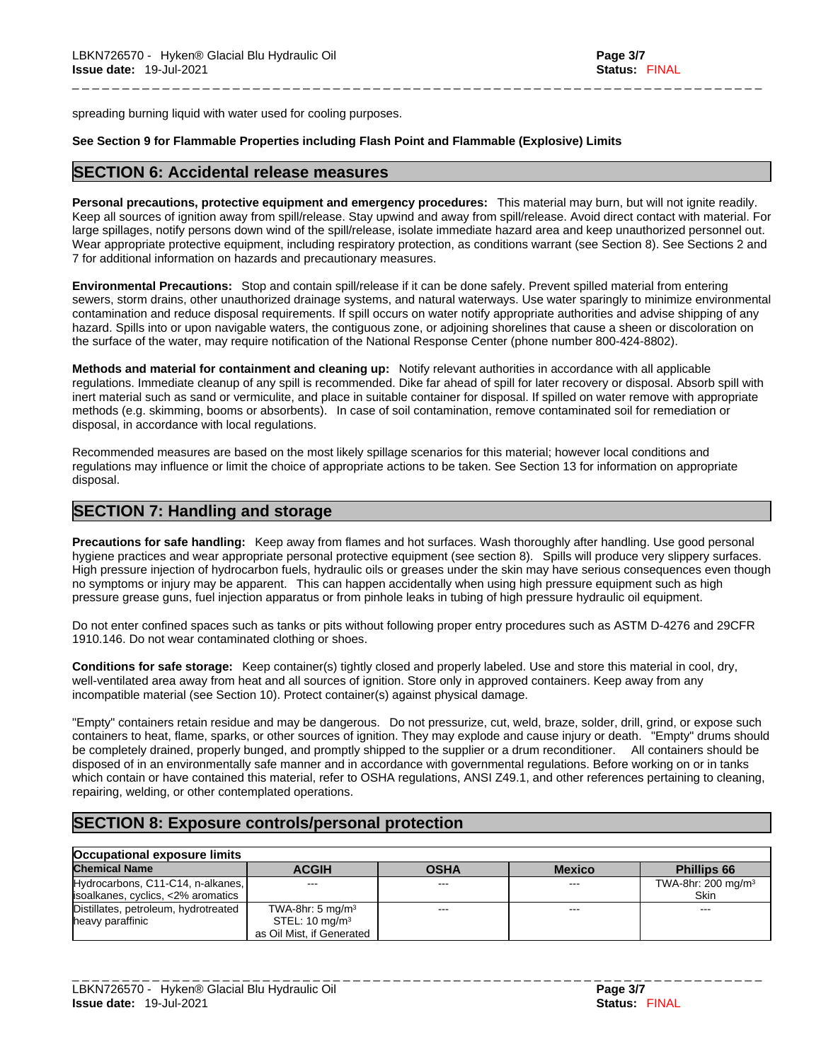spreading burning liquid with water used for cooling purposes.

**See Section 9 for Flammable Properties including Flash Point and Flammable (Explosive) Limits**

## SECTION 6: Accidental release measures

**Personal precautions, protective equipment and emergency procedures:** This material may burn, but will not ignite readily. Keep all sources of ignition away from spill/release. Stay upwind and away from spill/release. Avoid direct contact with material. For large spillages, notify persons down wind of the spill/release, isolate immediate hazard area and keep unauthorized personnel out. Wear appropriate protective equipment, including respiratory protection, as conditions warrant (see Section 8). See Sections 2 and 7 for additional information on hazards and precautionary measures.

**Environmental Precautions:** Stop and contain spill/release if it can be done safely. Prevent spilled material from entering sewers, storm drains, other unauthorized drainage systems, and natural waterways. Use water sparingly to minimize environmental contamination and reduce disposal requirements. If spill occurs on water notify appropriate authorities and advise shipping of any hazard. Spills into or upon navigable waters, the contiguous zone, or adjoining shorelines that cause a sheen or discoloration on the surface of the water, may require notification of the National Response Center (phone number 800-424-8802).

**Methods and material for containment and cleaning up:** Notify relevant authorities in accordance with all applicable regulations. Immediate cleanup of any spill is recommended. Dike far ahead of spill for later recovery or disposal. Absorb spill with inert material such as sand or vermiculite, and place in suitable container for disposal. If spilled on water remove with appropriate methods (e.g. skimming, booms or absorbents). In case of soil contamination, remove contaminated soil for remediation or disposal, in accordance with local regulations.

Recommended measures are based on the most likely spillage scenarios for this material; however local conditions and regulations may influence or limit the choice of appropriate actions to be taken. See Section 13 for information on appropriate disposal.

## SECTION 7: Handling and storage

**Precautions for safe handling:** Keep away from flames and hot surfaces. Wash thoroughly after handling. Use good personal hygiene practices and wear appropriate personal protective equipment (see section 8). Spills will produce very slippery surfaces. High pressure injection of hydrocarbon fuels, hydraulic oils or greases under the skin may have serious consequences even though no symptoms or injury may be apparent. This can happen accidentally when using high pressure equipment such as high pressure grease guns, fuel injection apparatus or from pinhole leaks in tubing of high pressure hydraulic oil equipment.

Do not enter confined spaces such as tanks or pits without following proper entry procedures such as ASTM D-4276 and 29CFR 1910.146. Do not wear contaminated clothing or shoes.

**Conditions for safe storage:** Keep container(s) tightly closed and properly labeled. Use and store this material in cool, dry, well-ventilated area away from heat and all sources of ignition. Store only in approved containers. Keep away from any incompatible material (see Section 10). Protect container(s) against physical damage.

"Empty" containers retain residue and may be dangerous. Do not pressurize, cut, weld, braze, solder, drill, grind, or expose such containers to heat, flame, sparks, or other sources of ignition. They may explode and cause injury or death. "Empty" drums should be completely drained, properly bunged, and promptly shipped to the supplier or a drum reconditioner. All containers should be disposed of in an environmentally safe manner and in accordance with governmental regulations. Before working on or in tanks which contain or have contained this material, refer to OSHA regulations, ANSI Z49.1, and other references pertaining to cleaning, repairing, welding, or other contemplated operations.

## SECTION 8: Exposure controls/personal protection

**Occupational exposure limits**

| Chemical Name | ACGIH | OSHA | Mexico | Phillips 66 |
|---|---|---|---|---|
| Hydrocarbons, C11-C14, n-alkanes, isoalkanes, cyclics, <2% aromatics | --- | --- | --- | TWA-8hr: 200 mg/m³<br>Skin |
| Distillates, petroleum, hydrotreated heavy paraffinic | TWA-8hr: 5 mg/m³<br>STEL: 10 mg/m³<br>as Oil Mist, if Generated | --- | --- | --- |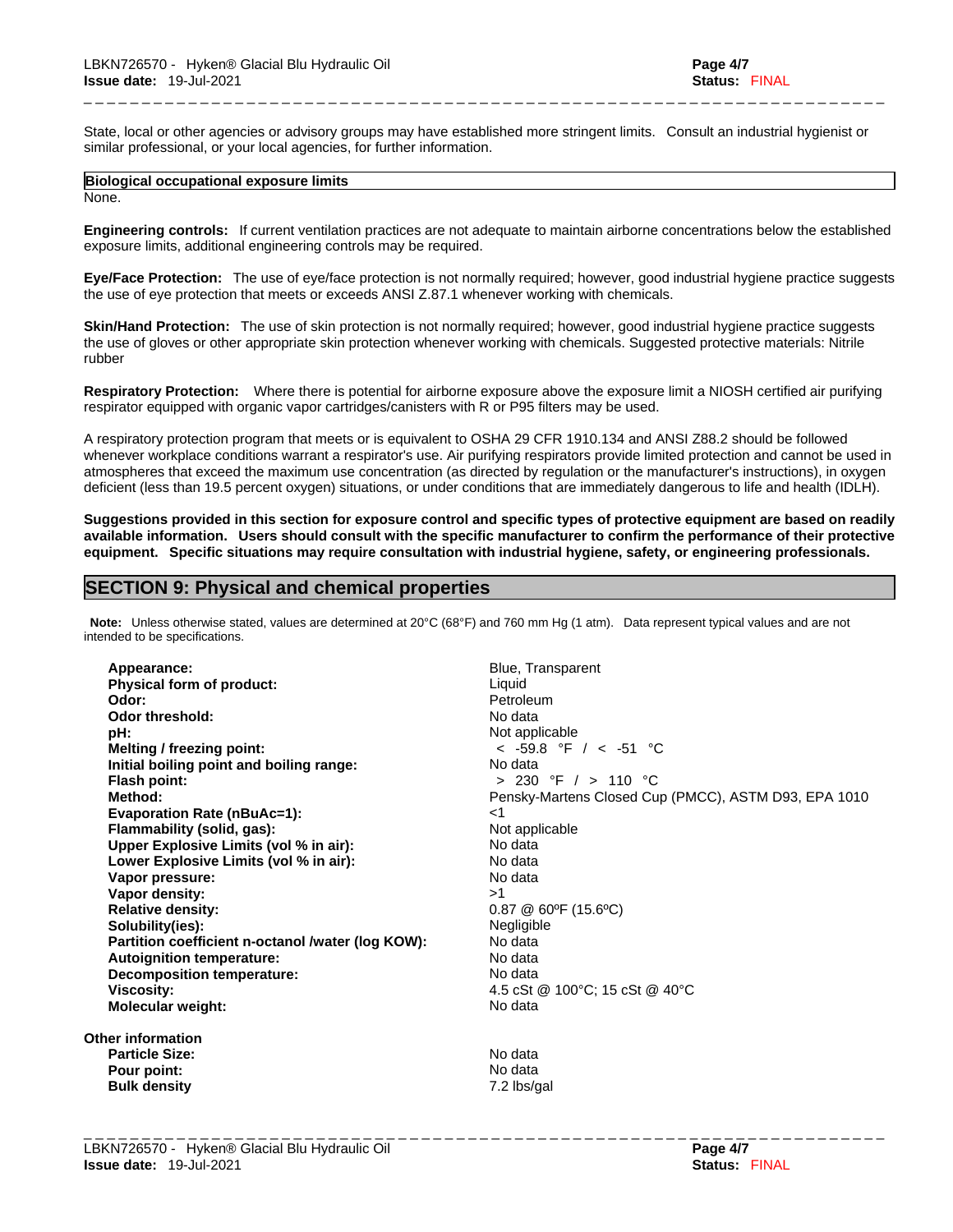State, local or other agencies or advisory groups may have established more stringent limits. Consult an industrial hygienist or similar professional, or your local agencies, for further information.

| Biological occupational exposure limits |
| --- |

None.

**Engineering controls:** If current ventilation practices are not adequate to maintain airborne concentrations below the established exposure limits, additional engineering controls may be required.

**Eye/Face Protection:** The use of eye/face protection is not normally required; however, good industrial hygiene practice suggests the use of eye protection that meets or exceeds ANSI Z.87.1 whenever working with chemicals.

**Skin/Hand Protection:** The use of skin protection is not normally required; however, good industrial hygiene practice suggests the use of gloves or other appropriate skin protection whenever working with chemicals. Suggested protective materials: Nitrile rubber

**Respiratory Protection:** Where there is potential for airborne exposure above the exposure limit a NIOSH certified air purifying respirator equipped with organic vapor cartridges/canisters with R or P95 filters may be used.

A respiratory protection program that meets or is equivalent to OSHA 29 CFR 1910.134 and ANSI Z88.2 should be followed whenever workplace conditions warrant a respirator's use. Air purifying respirators provide limited protection and cannot be used in atmospheres that exceed the maximum use concentration (as directed by regulation or the manufacturer's instructions), in oxygen deficient (less than 19.5 percent oxygen) situations, or under conditions that are immediately dangerous to life and health (IDLH).

**Suggestions provided in this section for exposure control and specific types of protective equipment are based on readily available information. Users should consult with the specific manufacturer to confirm the performance of their protective equipment. Specific situations may require consultation with industrial hygiene, safety, or engineering professionals.**

## SECTION 9: Physical and chemical properties

**Note:** Unless otherwise stated, values are determined at 20°C (68°F) and 760 mm Hg (1 atm). Data represent typical values and are not intended to be specifications.

| | |
| --- | --- |
| **Appearance:** | Blue, Transparent |
| **Physical form of product:** | Liquid |
| **Odor:** | Petroleum |
| **Odor threshold:** | No data |
| **pH:** | Not applicable |
| **Melting / freezing point:** | < -59.8 °F / < -51 °C |
| **Initial boiling point and boiling range:** | No data |
| **Flash point:** | > 230 °F / > 110 °C |
| **Method:** | Pensky-Martens Closed Cup (PMCC), ASTM D93, EPA 1010 |
| **Evaporation Rate (nBuAc=1):** | <1 |
| **Flammability (solid, gas):** | Not applicable |
| **Upper Explosive Limits (vol % in air):** | No data |
| **Lower Explosive Limits (vol % in air):** | No data |
| **Vapor pressure:** | No data |
| **Vapor density:** | >1 |
| **Relative density:** | 0.87 @ 60ºF (15.6ºC) |
| **Solubility(ies):** | Negligible |
| **Partition coefficient n-octanol /water (log KOW):** | No data |
| **Autoignition temperature:** | No data |
| **Decomposition temperature:** | No data |
| **Viscosity:** | 4.5 cSt @ 100°C; 15 cSt @ 40°C |
| **Molecular weight:** | No data |

**Other information**

| | |
| --- | --- |
| **Particle Size:** | No data |
| **Pour point:** | No data |
| **Bulk density** | 7.2 lbs/gal |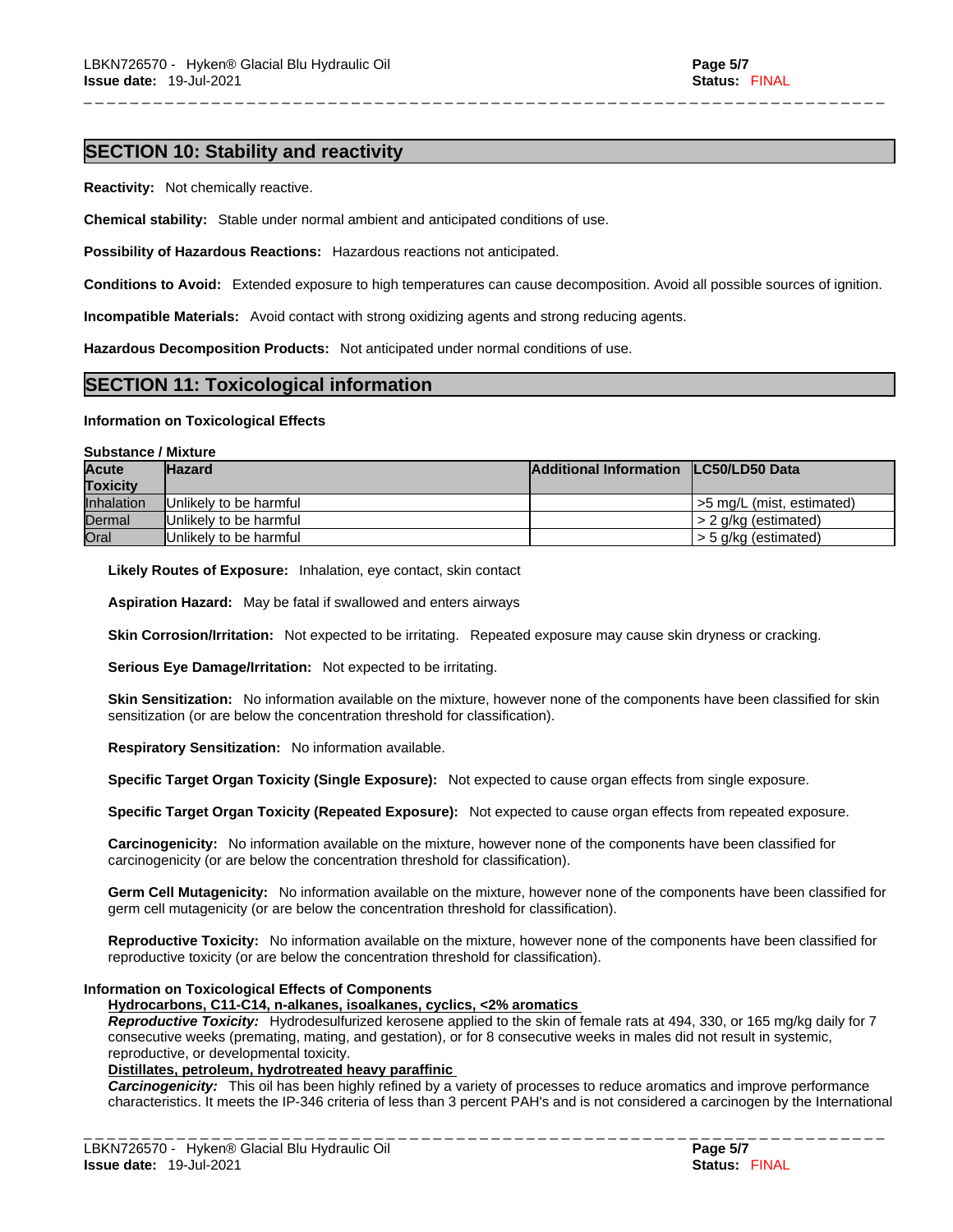## SECTION 10: Stability and reactivity

**Reactivity:** Not chemically reactive.

**Chemical stability:** Stable under normal ambient and anticipated conditions of use.

**Possibility of Hazardous Reactions:** Hazardous reactions not anticipated.

**Conditions to Avoid:** Extended exposure to high temperatures can cause decomposition. Avoid all possible sources of ignition.

**Incompatible Materials:** Avoid contact with strong oxidizing agents and strong reducing agents.

**Hazardous Decomposition Products:** Not anticipated under normal conditions of use.

## SECTION 11: Toxicological information

**Information on Toxicological Effects**

**Substance / Mixture**

| Acute Toxicity | Hazard | Additional Information | LC50/LD50 Data |
|---|---|---|---|
| Inhalation | Unlikely to be harmful | | >5 mg/L (mist, estimated) |
| Dermal | Unlikely to be harmful | | > 2 g/kg (estimated) |
| Oral | Unlikely to be harmful | | > 5 g/kg (estimated) |

**Likely Routes of Exposure:** Inhalation, eye contact, skin contact

**Aspiration Hazard:** May be fatal if swallowed and enters airways

**Skin Corrosion/Irritation:** Not expected to be irritating. Repeated exposure may cause skin dryness or cracking.

**Serious Eye Damage/Irritation:** Not expected to be irritating.

**Skin Sensitization:** No information available on the mixture, however none of the components have been classified for skin sensitization (or are below the concentration threshold for classification).

**Respiratory Sensitization:** No information available.

**Specific Target Organ Toxicity (Single Exposure):** Not expected to cause organ effects from single exposure.

**Specific Target Organ Toxicity (Repeated Exposure):** Not expected to cause organ effects from repeated exposure.

**Carcinogenicity:** No information available on the mixture, however none of the components have been classified for carcinogenicity (or are below the concentration threshold for classification).

**Germ Cell Mutagenicity:** No information available on the mixture, however none of the components have been classified for germ cell mutagenicity (or are below the concentration threshold for classification).

**Reproductive Toxicity:** No information available on the mixture, however none of the components have been classified for reproductive toxicity (or are below the concentration threshold for classification).

**Information on Toxicological Effects of Components**

**Hydrocarbons, C11-C14, n-alkanes, isoalkanes, cyclics, <2% aromatics**

***Reproductive Toxicity:*** Hydrodesulfurized kerosene applied to the skin of female rats at 494, 330, or 165 mg/kg daily for 7 consecutive weeks (premating, mating, and gestation), or for 8 consecutive weeks in males did not result in systemic, reproductive, or developmental toxicity.

**Distillates, petroleum, hydrotreated heavy paraffinic**

***Carcinogenicity:*** This oil has been highly refined by a variety of processes to reduce aromatics and improve performance characteristics. It meets the IP-346 criteria of less than 3 percent PAH's and is not considered a carcinogen by the International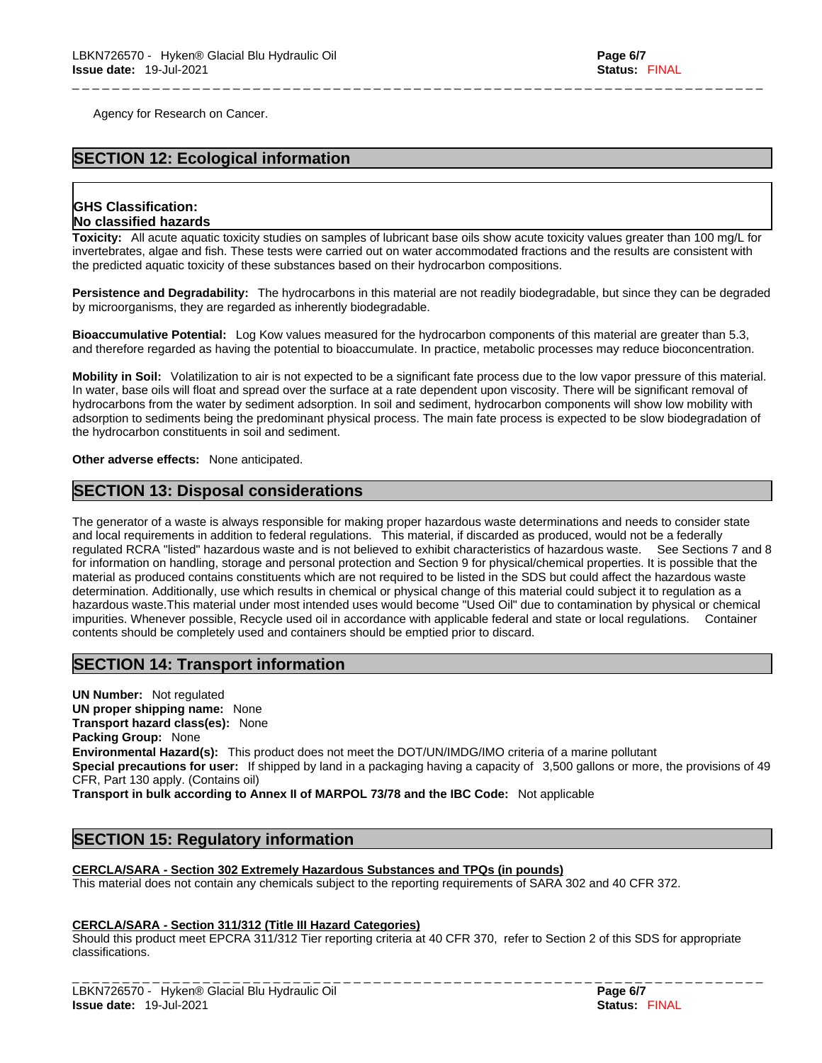Agency for Research on Cancer.

## SECTION 12: Ecological information

**GHS Classification:**
**No classified hazards**

**Toxicity:** All acute aquatic toxicity studies on samples of lubricant base oils show acute toxicity values greater than 100 mg/L for invertebrates, algae and fish. These tests were carried out on water accommodated fractions and the results are consistent with the predicted aquatic toxicity of these substances based on their hydrocarbon compositions.

**Persistence and Degradability:** The hydrocarbons in this material are not readily biodegradable, but since they can be degraded by microorganisms, they are regarded as inherently biodegradable.

**Bioaccumulative Potential:** Log Kow values measured for the hydrocarbon components of this material are greater than 5.3, and therefore regarded as having the potential to bioaccumulate. In practice, metabolic processes may reduce bioconcentration.

**Mobility in Soil:** Volatilization to air is not expected to be a significant fate process due to the low vapor pressure of this material. In water, base oils will float and spread over the surface at a rate dependent upon viscosity. There will be significant removal of hydrocarbons from the water by sediment adsorption. In soil and sediment, hydrocarbon components will show low mobility with adsorption to sediments being the predominant physical process. The main fate process is expected to be slow biodegradation of the hydrocarbon constituents in soil and sediment.

**Other adverse effects:** None anticipated.

## SECTION 13: Disposal considerations

The generator of a waste is always responsible for making proper hazardous waste determinations and needs to consider state and local requirements in addition to federal regulations. This material, if discarded as produced, would not be a federally regulated RCRA "listed" hazardous waste and is not believed to exhibit characteristics of hazardous waste. See Sections 7 and 8 for information on handling, storage and personal protection and Section 9 for physical/chemical properties. It is possible that the material as produced contains constituents which are not required to be listed in the SDS but could affect the hazardous waste determination. Additionally, use which results in chemical or physical change of this material could subject it to regulation as a hazardous waste.This material under most intended uses would become "Used Oil" due to contamination by physical or chemical impurities. Whenever possible, Recycle used oil in accordance with applicable federal and state or local regulations. Container contents should be completely used and containers should be emptied prior to discard.

## SECTION 14: Transport information

**UN Number:** Not regulated
**UN proper shipping name:** None
**Transport hazard class(es):** None
**Packing Group:** None
**Environmental Hazard(s):** This product does not meet the DOT/UN/IMDG/IMO criteria of a marine pollutant
**Special precautions for user:** If shipped by land in a packaging having a capacity of 3,500 gallons or more, the provisions of 49 CFR, Part 130 apply. (Contains oil)
**Transport in bulk according to Annex II of MARPOL 73/78 and the IBC Code:** Not applicable

## SECTION 15: Regulatory information

**CERCLA/SARA - Section 302 Extremely Hazardous Substances and TPQs (in pounds)**

This material does not contain any chemicals subject to the reporting requirements of SARA 302 and 40 CFR 372.

**CERCLA/SARA - Section 311/312 (Title III Hazard Categories)**

Should this product meet EPCRA 311/312 Tier reporting criteria at 40 CFR 370, refer to Section 2 of this SDS for appropriate classifications.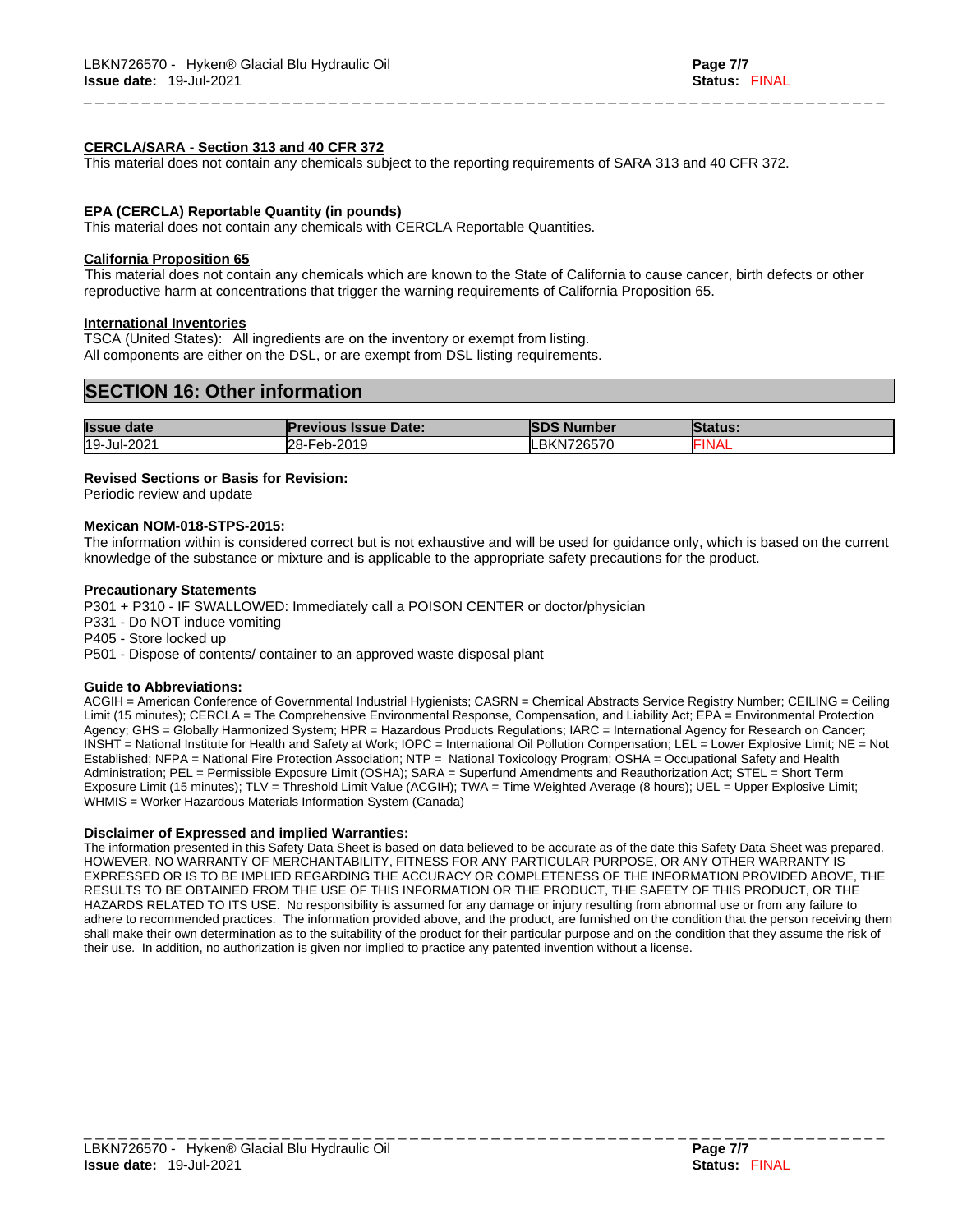**CERCLA/SARA - Section 313 and 40 CFR 372**

This material does not contain any chemicals subject to the reporting requirements of SARA 313 and 40 CFR 372.

**EPA (CERCLA) Reportable Quantity (in pounds)**

This material does not contain any chemicals with CERCLA Reportable Quantities.

**California Proposition 65**

This material does not contain any chemicals which are known to the State of California to cause cancer, birth defects or other reproductive harm at concentrations that trigger the warning requirements of California Proposition 65.

**International Inventories**

TSCA (United States): All ingredients are on the inventory or exempt from listing.
All components are either on the DSL, or are exempt from DSL listing requirements.

## SECTION 16: Other information

| Issue date | Previous Issue Date: | SDS Number | Status: |
|---|---|---|---|
| 19-Jul-2021 | 28-Feb-2019 | LBKN726570 | FINAL |

**Revised Sections or Basis for Revision:**

Periodic review and update

**Mexican NOM-018-STPS-2015:**

The information within is considered correct but is not exhaustive and will be used for guidance only, which is based on the current knowledge of the substance or mixture and is applicable to the appropriate safety precautions for the product.

**Precautionary Statements**

P301 + P310 - IF SWALLOWED: Immediately call a POISON CENTER or doctor/physician
P331 - Do NOT induce vomiting
P405 - Store locked up
P501 - Dispose of contents/ container to an approved waste disposal plant

**Guide to Abbreviations:**

ACGIH = American Conference of Governmental Industrial Hygienists; CASRN = Chemical Abstracts Service Registry Number; CEILING = Ceiling Limit (15 minutes); CERCLA = The Comprehensive Environmental Response, Compensation, and Liability Act; EPA = Environmental Protection Agency; GHS = Globally Harmonized System; HPR = Hazardous Products Regulations; IARC = International Agency for Research on Cancer; INSHT = National Institute for Health and Safety at Work; IOPC = International Oil Pollution Compensation; LEL = Lower Explosive Limit; NE = Not Established; NFPA = National Fire Protection Association; NTP = National Toxicology Program; OSHA = Occupational Safety and Health Administration; PEL = Permissible Exposure Limit (OSHA); SARA = Superfund Amendments and Reauthorization Act; STEL = Short Term Exposure Limit (15 minutes); TLV = Threshold Limit Value (ACGIH); TWA = Time Weighted Average (8 hours); UEL = Upper Explosive Limit; WHMIS = Worker Hazardous Materials Information System (Canada)

**Disclaimer of Expressed and implied Warranties:**

The information presented in this Safety Data Sheet is based on data believed to be accurate as of the date this Safety Data Sheet was prepared. HOWEVER, NO WARRANTY OF MERCHANTABILITY, FITNESS FOR ANY PARTICULAR PURPOSE, OR ANY OTHER WARRANTY IS EXPRESSED OR IS TO BE IMPLIED REGARDING THE ACCURACY OR COMPLETENESS OF THE INFORMATION PROVIDED ABOVE, THE RESULTS TO BE OBTAINED FROM THE USE OF THIS INFORMATION OR THE PRODUCT, THE SAFETY OF THIS PRODUCT, OR THE HAZARDS RELATED TO ITS USE. No responsibility is assumed for any damage or injury resulting from abnormal use or from any failure to adhere to recommended practices. The information provided above, and the product, are furnished on the condition that the person receiving them shall make their own determination as to the suitability of the product for their particular purpose and on the condition that they assume the risk of their use. In addition, no authorization is given nor implied to practice any patented invention without a license.